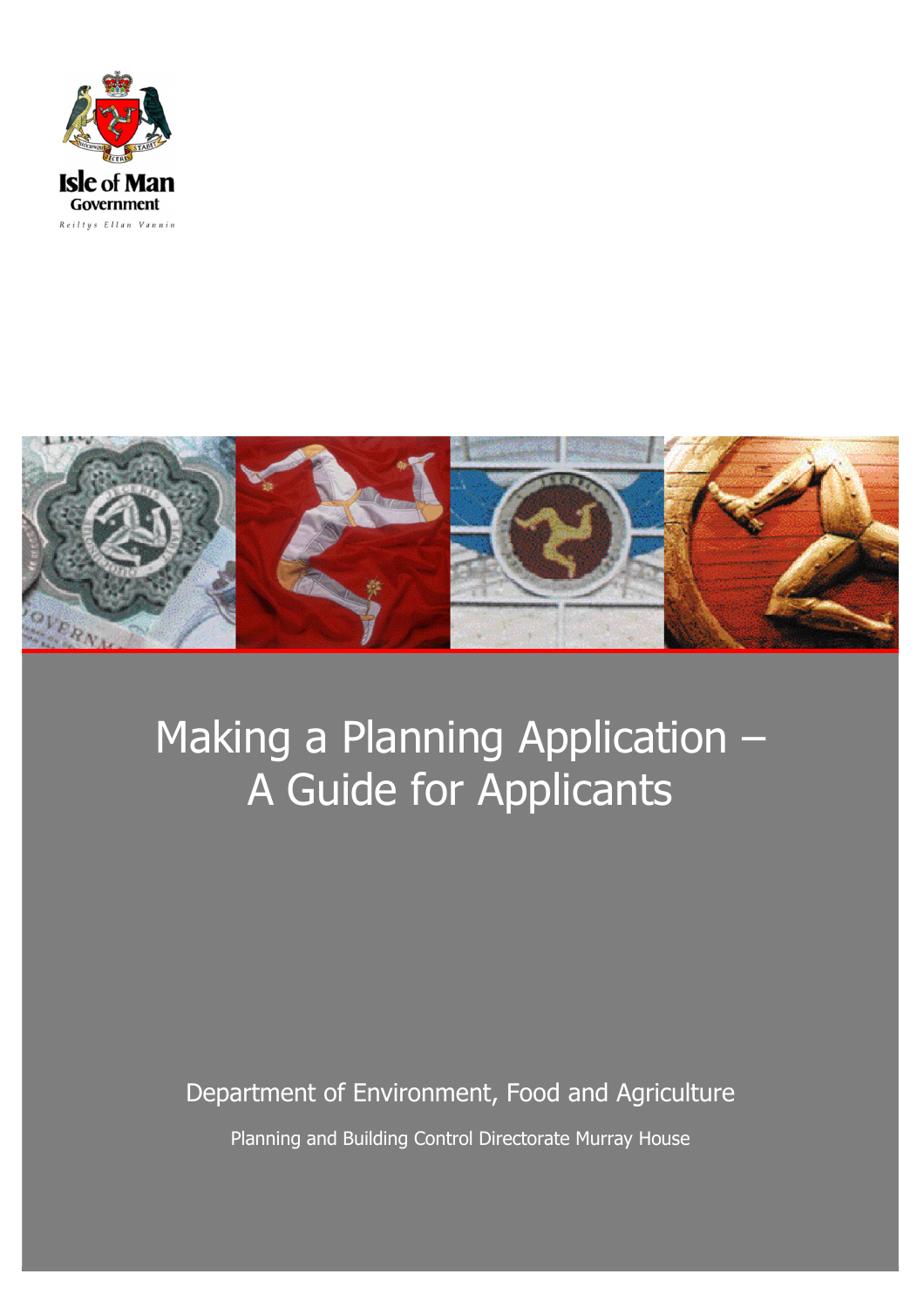Isle of Man Government

Reiltys Ellan Vannin

# Making a Planning Application – A Guide for Applicants

Department of Environment, Food and Agriculture

Planning and Building Control Directorate Murray House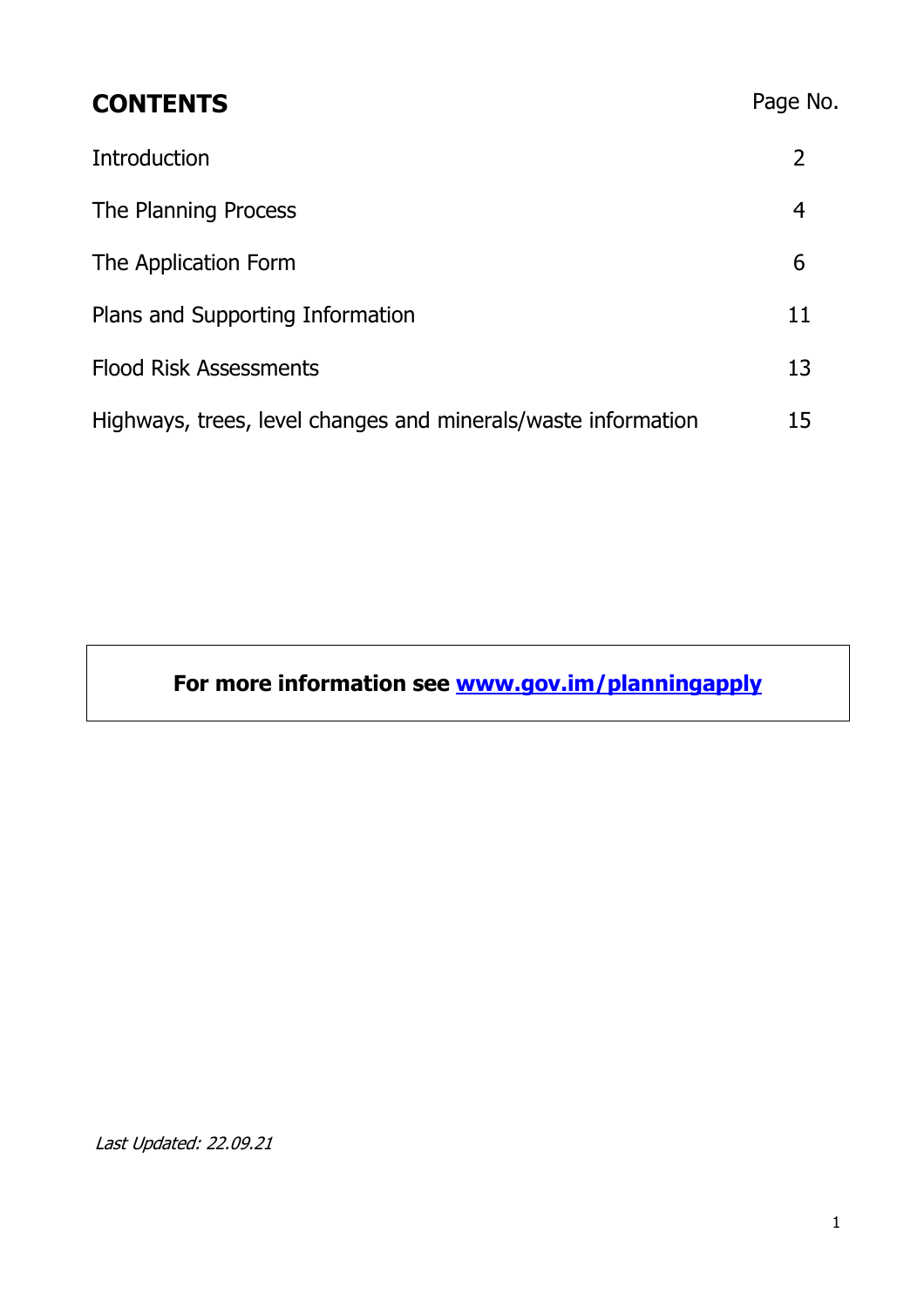## CONTENTS

| | Page No. |
|---|---|
| Introduction | 2 |
| The Planning Process | 4 |
| The Application Form | 6 |
| Plans and Supporting Information | 11 |
| Flood Risk Assessments | 13 |
| Highways, trees, level changes and minerals/waste information | 15 |

**For more information see [www.gov.im/planningapply](http://www.gov.im/planningapply)**

*Last Updated: 22.09.21*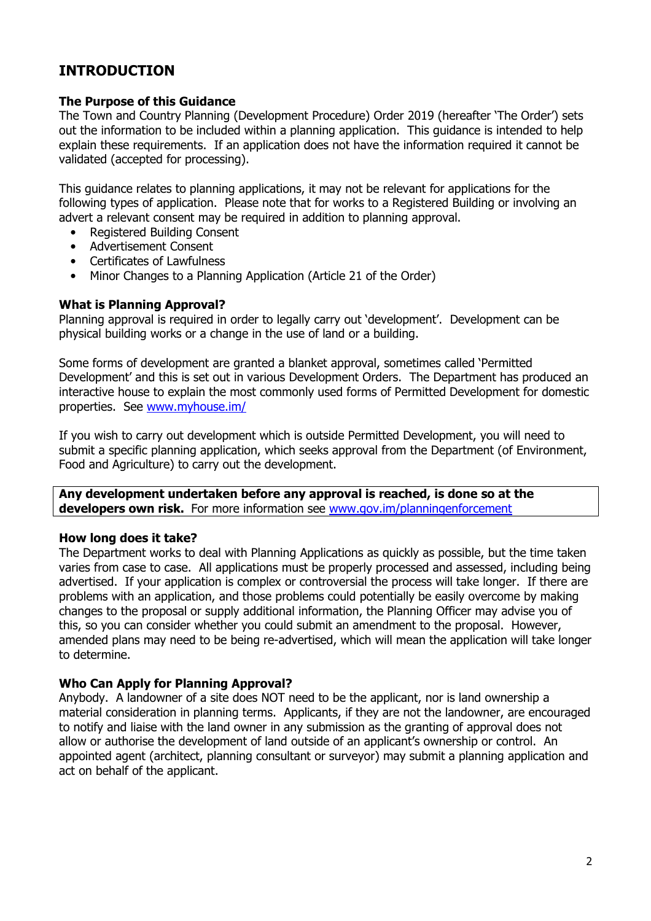# INTRODUCTION

### The Purpose of this Guidance

The Town and Country Planning (Development Procedure) Order 2019 (hereafter 'The Order') sets out the information to be included within a planning application. This guidance is intended to help explain these requirements. If an application does not have the information required it cannot be validated (accepted for processing).

This guidance relates to planning applications, it may not be relevant for applications for the following types of application. Please note that for works to a Registered Building or involving an advert a relevant consent may be required in addition to planning approval.

- Registered Building Consent
- Advertisement Consent
- Certificates of Lawfulness
- Minor Changes to a Planning Application (Article 21 of the Order)

### What is Planning Approval?

Planning approval is required in order to legally carry out 'development'. Development can be physical building works or a change in the use of land or a building.

Some forms of development are granted a blanket approval, sometimes called 'Permitted Development' and this is set out in various Development Orders. The Department has produced an interactive house to explain the most commonly used forms of Permitted Development for domestic properties. See [www.myhouse.im/](www.myhouse.im/)

If you wish to carry out development which is outside Permitted Development, you will need to submit a specific planning application, which seeks approval from the Department (of Environment, Food and Agriculture) to carry out the development.

**Any development undertaken before any approval is reached, is done so at the developers own risk.** For more information see [www.gov.im/planningenforcement](www.gov.im/planningenforcement)

### How long does it take?

The Department works to deal with Planning Applications as quickly as possible, but the time taken varies from case to case. All applications must be properly processed and assessed, including being advertised. If your application is complex or controversial the process will take longer. If there are problems with an application, and those problems could potentially be easily overcome by making changes to the proposal or supply additional information, the Planning Officer may advise you of this, so you can consider whether you could submit an amendment to the proposal. However, amended plans may need to be being re-advertised, which will mean the application will take longer to determine.

### Who Can Apply for Planning Approval?

Anybody. A landowner of a site does NOT need to be the applicant, nor is land ownership a material consideration in planning terms. Applicants, if they are not the landowner, are encouraged to notify and liaise with the land owner in any submission as the granting of approval does not allow or authorise the development of land outside of an applicant's ownership or control. An appointed agent (architect, planning consultant or surveyor) may submit a planning application and act on behalf of the applicant.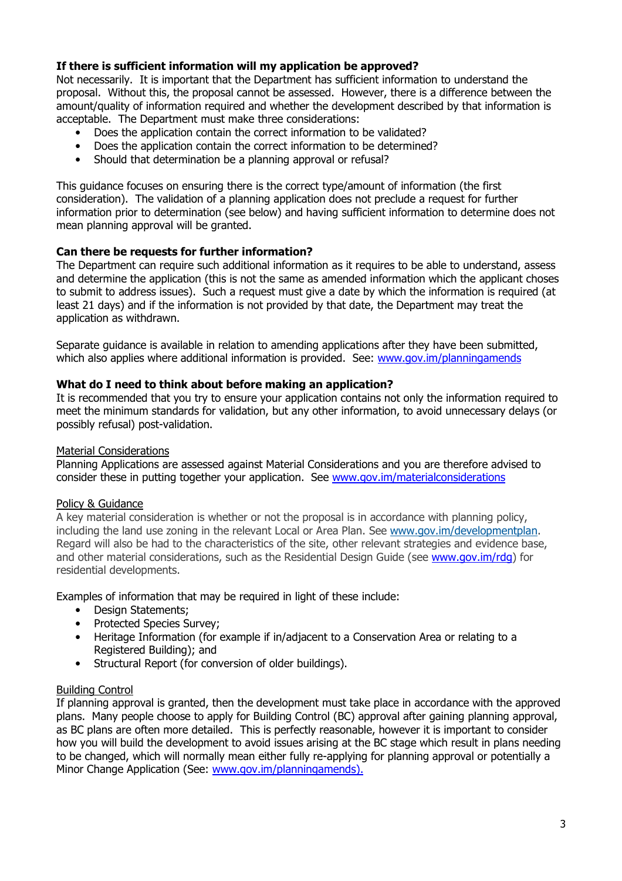**If there is sufficient information will my application be approved?**
Not necessarily. It is important that the Department has sufficient information to understand the proposal. Without this, the proposal cannot be assessed. However, there is a difference between the amount/quality of information required and whether the development described by that information is acceptable. The Department must make three considerations:

- Does the application contain the correct information to be validated?
- Does the application contain the correct information to be determined?
- Should that determination be a planning approval or refusal?

This guidance focuses on ensuring there is the correct type/amount of information (the first consideration). The validation of a planning application does not preclude a request for further information prior to determination (see below) and having sufficient information to determine does not mean planning approval will be granted.

**Can there be requests for further information?**
The Department can require such additional information as it requires to be able to understand, assess and determine the application (this is not the same as amended information which the applicant choses to submit to address issues). Such a request must give a date by which the information is required (at least 21 days) and if the information is not provided by that date, the Department may treat the application as withdrawn.

Separate guidance is available in relation to amending applications after they have been submitted, which also applies where additional information is provided. See: www.gov.im/planningamends

**What do I need to think about before making an application?**
It is recommended that you try to ensure your application contains not only the information required to meet the minimum standards for validation, but any other information, to avoid unnecessary delays (or possibly refusal) post-validation.

Material Considerations
Planning Applications are assessed against Material Considerations and you are therefore advised to consider these in putting together your application. See www.gov.im/materialconsiderations

Policy & Guidance
A key material consideration is whether or not the proposal is in accordance with planning policy, including the land use zoning in the relevant Local or Area Plan. See www.gov.im/developmentplan. Regard will also be had to the characteristics of the site, other relevant strategies and evidence base, and other material considerations, such as the Residential Design Guide (see www.gov.im/rdg) for residential developments.

Examples of information that may be required in light of these include:

- Design Statements;
- Protected Species Survey;
- Heritage Information (for example if in/adjacent to a Conservation Area or relating to a Registered Building); and
- Structural Report (for conversion of older buildings).

Building Control
If planning approval is granted, then the development must take place in accordance with the approved plans. Many people choose to apply for Building Control (BC) approval after gaining planning approval, as BC plans are often more detailed. This is perfectly reasonable, however it is important to consider how you will build the development to avoid issues arising at the BC stage which result in plans needing to be changed, which will normally mean either fully re-applying for planning approval or potentially a Minor Change Application (See: www.gov.im/planningamends).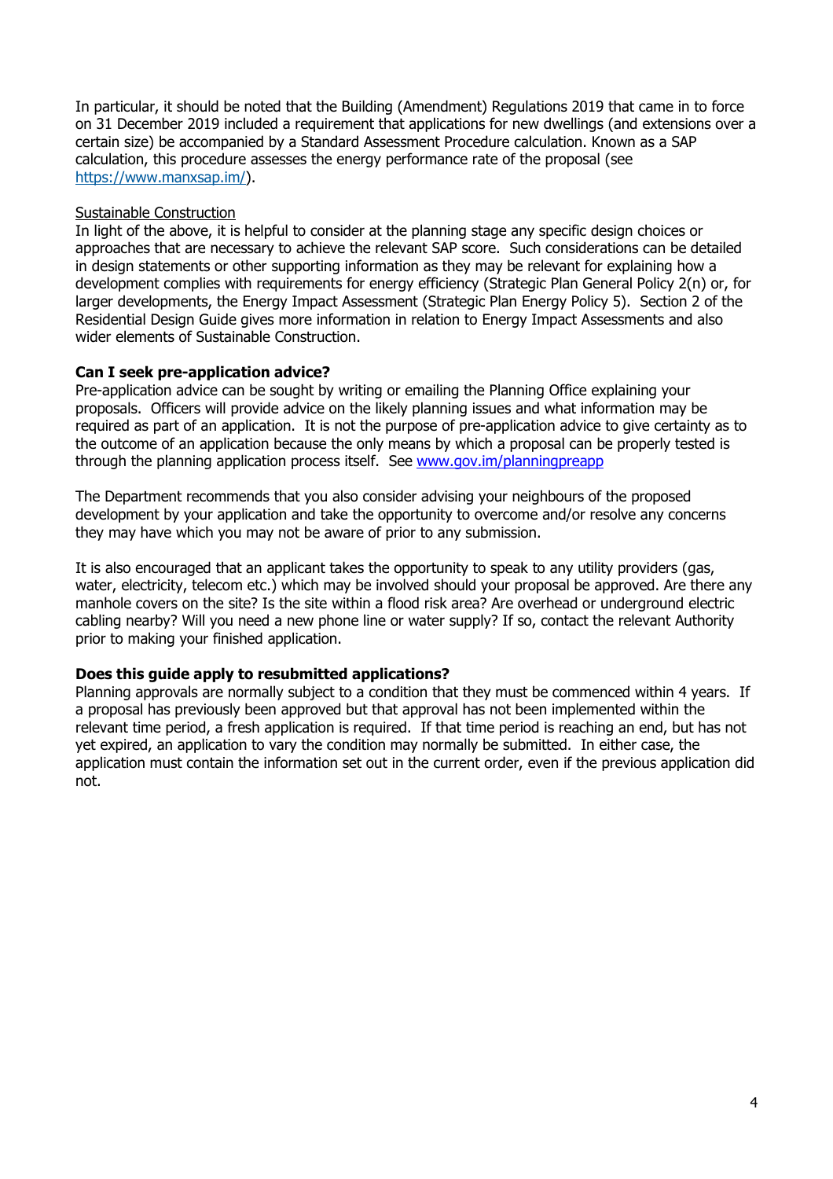In particular, it should be noted that the Building (Amendment) Regulations 2019 that came in to force on 31 December 2019 included a requirement that applications for new dwellings (and extensions over a certain size) be accompanied by a Standard Assessment Procedure calculation. Known as a SAP calculation, this procedure assesses the energy performance rate of the proposal (see [https://www.manxsap.im/](https://www.manxsap.im/)).

Sustainable Construction

In light of the above, it is helpful to consider at the planning stage any specific design choices or approaches that are necessary to achieve the relevant SAP score. Such considerations can be detailed in design statements or other supporting information as they may be relevant for explaining how a development complies with requirements for energy efficiency (Strategic Plan General Policy 2(n) or, for larger developments, the Energy Impact Assessment (Strategic Plan Energy Policy 5). Section 2 of the Residential Design Guide gives more information in relation to Energy Impact Assessments and also wider elements of Sustainable Construction.

**Can I seek pre-application advice?**

Pre-application advice can be sought by writing or emailing the Planning Office explaining your proposals. Officers will provide advice on the likely planning issues and what information may be required as part of an application. It is not the purpose of pre-application advice to give certainty as to the outcome of an application because the only means by which a proposal can be properly tested is through the planning application process itself. See [www.gov.im/planningpreapp](www.gov.im/planningpreapp)

The Department recommends that you also consider advising your neighbours of the proposed development by your application and take the opportunity to overcome and/or resolve any concerns they may have which you may not be aware of prior to any submission.

It is also encouraged that an applicant takes the opportunity to speak to any utility providers (gas, water, electricity, telecom etc.) which may be involved should your proposal be approved. Are there any manhole covers on the site? Is the site within a flood risk area? Are overhead or underground electric cabling nearby? Will you need a new phone line or water supply? If so, contact the relevant Authority prior to making your finished application.

**Does this guide apply to resubmitted applications?**

Planning approvals are normally subject to a condition that they must be commenced within 4 years. If a proposal has previously been approved but that approval has not been implemented within the relevant time period, a fresh application is required. If that time period is reaching an end, but has not yet expired, an application to vary the condition may normally be submitted. In either case, the application must contain the information set out in the current order, even if the previous application did not.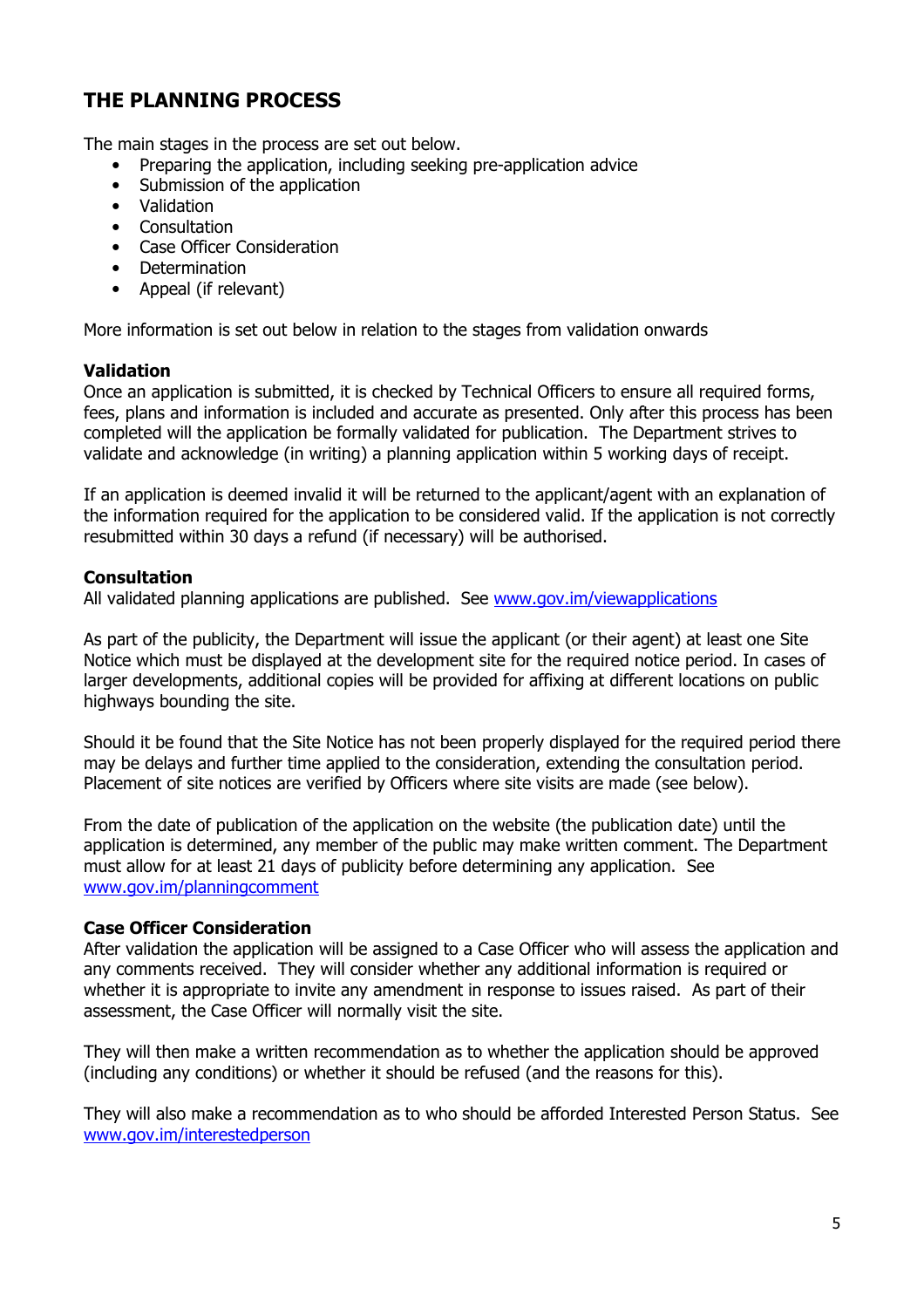## THE PLANNING PROCESS

The main stages in the process are set out below.

- Preparing the application, including seeking pre-application advice
- Submission of the application
- Validation
- Consultation
- Case Officer Consideration
- Determination
- Appeal (if relevant)

More information is set out below in relation to the stages from validation onwards

**Validation**

Once an application is submitted, it is checked by Technical Officers to ensure all required forms, fees, plans and information is included and accurate as presented. Only after this process has been completed will the application be formally validated for publication. The Department strives to validate and acknowledge (in writing) a planning application within 5 working days of receipt.

If an application is deemed invalid it will be returned to the applicant/agent with an explanation of the information required for the application to be considered valid. If the application is not correctly resubmitted within 30 days a refund (if necessary) will be authorised.

**Consultation**

All validated planning applications are published. See [www.gov.im/viewapplications](www.gov.im/viewapplications)

As part of the publicity, the Department will issue the applicant (or their agent) at least one Site Notice which must be displayed at the development site for the required notice period. In cases of larger developments, additional copies will be provided for affixing at different locations on public highways bounding the site.

Should it be found that the Site Notice has not been properly displayed for the required period there may be delays and further time applied to the consideration, extending the consultation period. Placement of site notices are verified by Officers where site visits are made (see below).

From the date of publication of the application on the website (the publication date) until the application is determined, any member of the public may make written comment. The Department must allow for at least 21 days of publicity before determining any application. See [www.gov.im/planningcomment](www.gov.im/planningcomment)

**Case Officer Consideration**

After validation the application will be assigned to a Case Officer who will assess the application and any comments received. They will consider whether any additional information is required or whether it is appropriate to invite any amendment in response to issues raised. As part of their assessment, the Case Officer will normally visit the site.

They will then make a written recommendation as to whether the application should be approved (including any conditions) or whether it should be refused (and the reasons for this).

They will also make a recommendation as to who should be afforded Interested Person Status. See [www.gov.im/interestedperson](www.gov.im/interestedperson)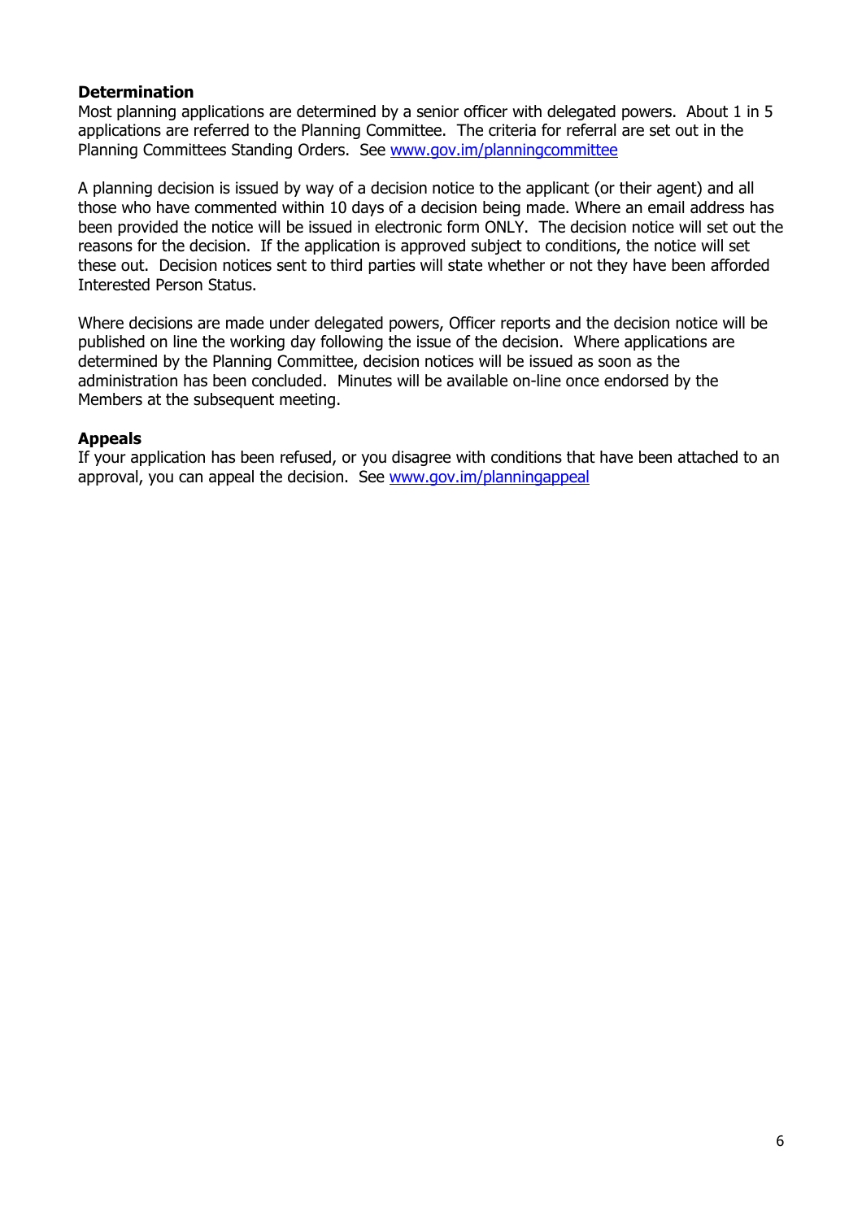**Determination**

Most planning applications are determined by a senior officer with delegated powers. About 1 in 5 applications are referred to the Planning Committee. The criteria for referral are set out in the Planning Committees Standing Orders. See [www.gov.im/planningcommittee](www.gov.im/planningcommittee)

A planning decision is issued by way of a decision notice to the applicant (or their agent) and all those who have commented within 10 days of a decision being made. Where an email address has been provided the notice will be issued in electronic form ONLY. The decision notice will set out the reasons for the decision. If the application is approved subject to conditions, the notice will set these out. Decision notices sent to third parties will state whether or not they have been afforded Interested Person Status.

Where decisions are made under delegated powers, Officer reports and the decision notice will be published on line the working day following the issue of the decision. Where applications are determined by the Planning Committee, decision notices will be issued as soon as the administration has been concluded. Minutes will be available on-line once endorsed by the Members at the subsequent meeting.

**Appeals**

If your application has been refused, or you disagree with conditions that have been attached to an approval, you can appeal the decision. See [www.gov.im/planningappeal](www.gov.im/planningappeal)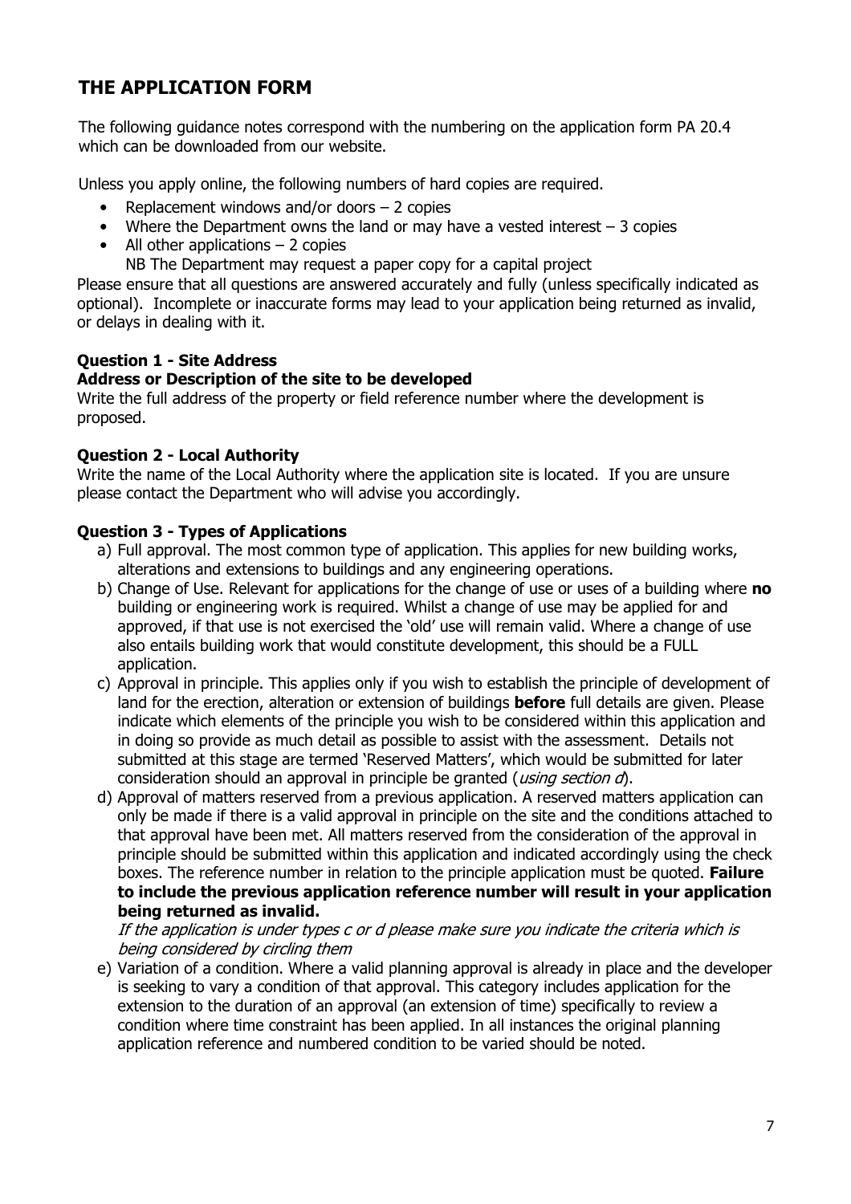## THE APPLICATION FORM

The following guidance notes correspond with the numbering on the application form PA 20.4 which can be downloaded from our website.

Unless you apply online, the following numbers of hard copies are required.

- Replacement windows and/or doors – 2 copies
- Where the Department owns the land or may have a vested interest – 3 copies
- All other applications – 2 copies
  NB The Department may request a paper copy for a capital project

Please ensure that all questions are answered accurately and fully (unless specifically indicated as optional). Incomplete or inaccurate forms may lead to your application being returned as invalid, or delays in dealing with it.

**Question 1 - Site Address**
**Address or Description of the site to be developed**
Write the full address of the property or field reference number where the development is proposed.

**Question 2 - Local Authority**
Write the name of the Local Authority where the application site is located. If you are unsure please contact the Department who will advise you accordingly.

**Question 3 - Types of Applications**

a) Full approval. The most common type of application. This applies for new building works, alterations and extensions to buildings and any engineering operations.
b) Change of Use. Relevant for applications for the change of use or uses of a building where **no** building or engineering work is required. Whilst a change of use may be applied for and approved, if that use is not exercised the 'old' use will remain valid. Where a change of use also entails building work that would constitute development, this should be a FULL application.
c) Approval in principle. This applies only if you wish to establish the principle of development of land for the erection, alteration or extension of buildings **before** full details are given. Please indicate which elements of the principle you wish to be considered within this application and in doing so provide as much detail as possible to assist with the assessment. Details not submitted at this stage are termed 'Reserved Matters', which would be submitted for later consideration should an approval in principle be granted (*using section d*).
d) Approval of matters reserved from a previous application. A reserved matters application can only be made if there is a valid approval in principle on the site and the conditions attached to that approval have been met. All matters reserved from the consideration of the approval in principle should be submitted within this application and indicated accordingly using the check boxes. The reference number in relation to the principle application must be quoted. **Failure to include the previous application reference number will result in your application being returned as invalid.**
   *If the application is under types c or d please make sure you indicate the criteria which is being considered by circling them*
e) Variation of a condition. Where a valid planning approval is already in place and the developer is seeking to vary a condition of that approval. This category includes application for the extension to the duration of an approval (an extension of time) specifically to review a condition where time constraint has been applied. In all instances the original planning application reference and numbered condition to be varied should be noted.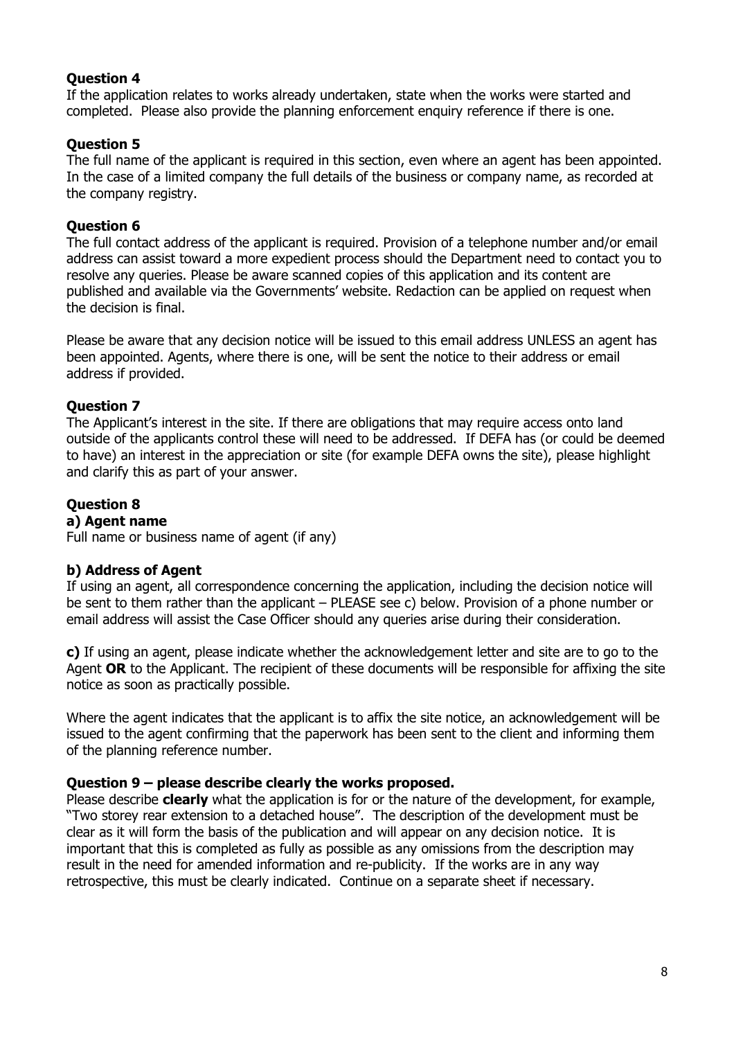**Question 4**

If the application relates to works already undertaken, state when the works were started and completed. Please also provide the planning enforcement enquiry reference if there is one.

**Question 5**

The full name of the applicant is required in this section, even where an agent has been appointed. In the case of a limited company the full details of the business or company name, as recorded at the company registry.

**Question 6**

The full contact address of the applicant is required. Provision of a telephone number and/or email address can assist toward a more expedient process should the Department need to contact you to resolve any queries. Please be aware scanned copies of this application and its content are published and available via the Governments' website. Redaction can be applied on request when the decision is final.

Please be aware that any decision notice will be issued to this email address UNLESS an agent has been appointed. Agents, where there is one, will be sent the notice to their address or email address if provided.

**Question 7**

The Applicant's interest in the site. If there are obligations that may require access onto land outside of the applicants control these will need to be addressed. If DEFA has (or could be deemed to have) an interest in the appreciation or site (for example DEFA owns the site), please highlight and clarify this as part of your answer.

**Question 8**

**a) Agent name**

Full name or business name of agent (if any)

**b) Address of Agent**

If using an agent, all correspondence concerning the application, including the decision notice will be sent to them rather than the applicant – PLEASE see c) below. Provision of a phone number or email address will assist the Case Officer should any queries arise during their consideration.

**c)** If using an agent, please indicate whether the acknowledgement letter and site are to go to the Agent **OR** to the Applicant. The recipient of these documents will be responsible for affixing the site notice as soon as practically possible.

Where the agent indicates that the applicant is to affix the site notice, an acknowledgement will be issued to the agent confirming that the paperwork has been sent to the client and informing them of the planning reference number.

**Question 9 – please describe clearly the works proposed.**

Please describe **clearly** what the application is for or the nature of the development, for example, "Two storey rear extension to a detached house". The description of the development must be clear as it will form the basis of the publication and will appear on any decision notice. It is important that this is completed as fully as possible as any omissions from the description may result in the need for amended information and re-publicity. If the works are in any way retrospective, this must be clearly indicated. Continue on a separate sheet if necessary.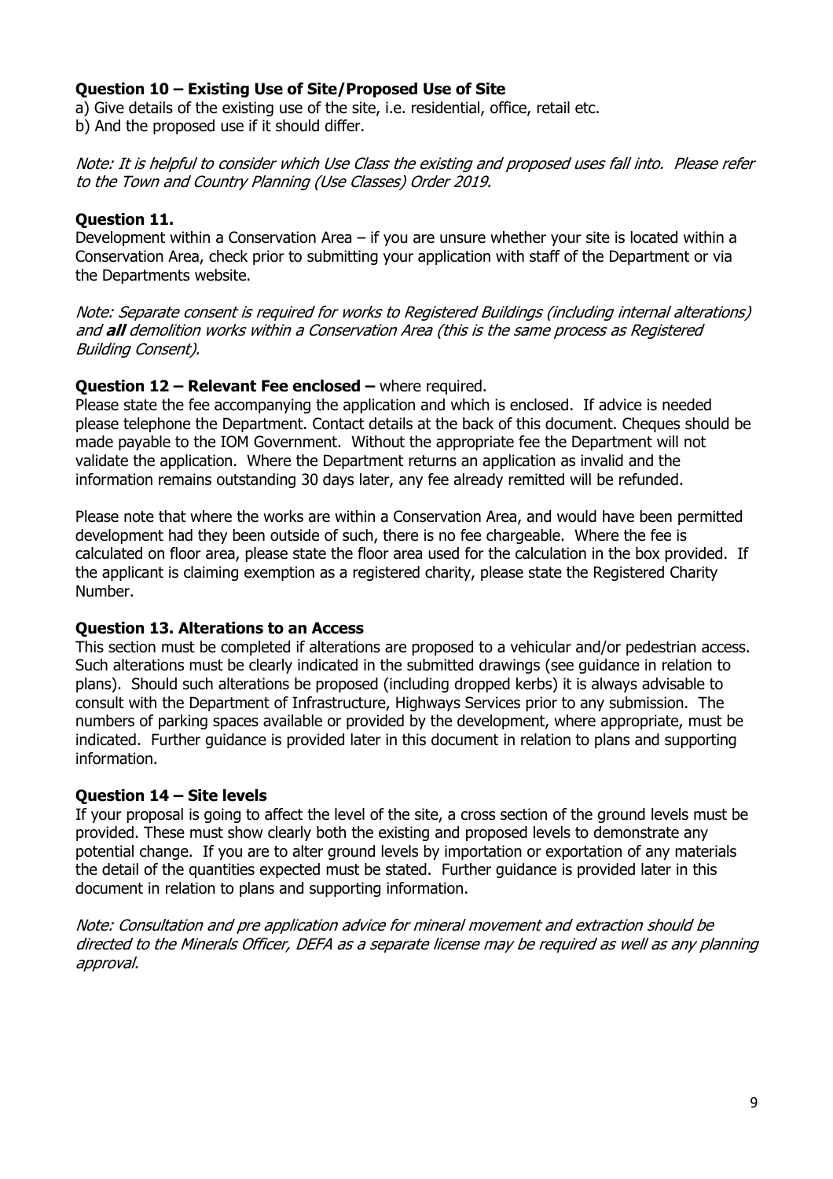**Question 10 – Existing Use of Site/Proposed Use of Site**

a) Give details of the existing use of the site, i.e. residential, office, retail etc.
b) And the proposed use if it should differ.

*Note: It is helpful to consider which Use Class the existing and proposed uses fall into. Please refer to the Town and Country Planning (Use Classes) Order 2019.*

**Question 11.**

Development within a Conservation Area – if you are unsure whether your site is located within a Conservation Area, check prior to submitting your application with staff of the Department or via the Departments website.

*Note: Separate consent is required for works to Registered Buildings (including internal alterations) and **all** demolition works within a Conservation Area (this is the same process as Registered Building Consent).*

**Question 12 – Relevant Fee enclosed –** where required.

Please state the fee accompanying the application and which is enclosed. If advice is needed please telephone the Department. Contact details at the back of this document. Cheques should be made payable to the IOM Government. Without the appropriate fee the Department will not validate the application. Where the Department returns an application as invalid and the information remains outstanding 30 days later, any fee already remitted will be refunded.

Please note that where the works are within a Conservation Area, and would have been permitted development had they been outside of such, there is no fee chargeable. Where the fee is calculated on floor area, please state the floor area used for the calculation in the box provided. If the applicant is claiming exemption as a registered charity, please state the Registered Charity Number.

**Question 13. Alterations to an Access**

This section must be completed if alterations are proposed to a vehicular and/or pedestrian access. Such alterations must be clearly indicated in the submitted drawings (see guidance in relation to plans). Should such alterations be proposed (including dropped kerbs) it is always advisable to consult with the Department of Infrastructure, Highways Services prior to any submission. The numbers of parking spaces available or provided by the development, where appropriate, must be indicated. Further guidance is provided later in this document in relation to plans and supporting information.

**Question 14 – Site levels**

If your proposal is going to affect the level of the site, a cross section of the ground levels must be provided. These must show clearly both the existing and proposed levels to demonstrate any potential change. If you are to alter ground levels by importation or exportation of any materials the detail of the quantities expected must be stated. Further guidance is provided later in this document in relation to plans and supporting information.

*Note: Consultation and pre application advice for mineral movement and extraction should be directed to the Minerals Officer, DEFA as a separate license may be required as well as any planning approval.*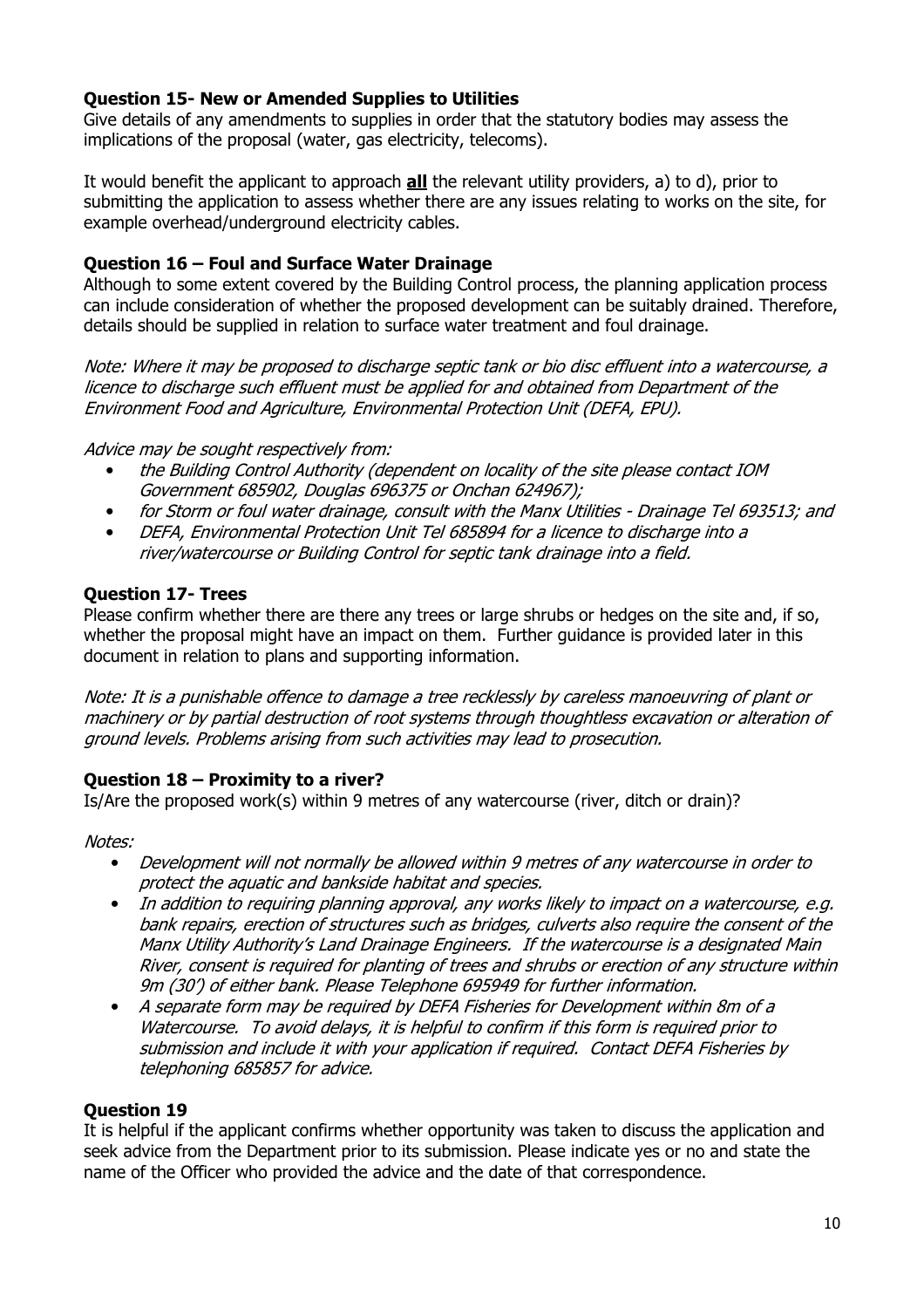### Question 15- New or Amended Supplies to Utilities

Give details of any amendments to supplies in order that the statutory bodies may assess the implications of the proposal (water, gas electricity, telecoms).

It would benefit the applicant to approach **all** the relevant utility providers, a) to d), prior to submitting the application to assess whether there are any issues relating to works on the site, for example overhead/underground electricity cables.

### Question 16 – Foul and Surface Water Drainage

Although to some extent covered by the Building Control process, the planning application process can include consideration of whether the proposed development can be suitably drained. Therefore, details should be supplied in relation to surface water treatment and foul drainage.

*Note: Where it may be proposed to discharge septic tank or bio disc effluent into a watercourse, a licence to discharge such effluent must be applied for and obtained from Department of the Environment Food and Agriculture, Environmental Protection Unit (DEFA, EPU).*

*Advice may be sought respectively from:*

- *the Building Control Authority (dependent on locality of the site please contact IOM Government 685902, Douglas 696375 or Onchan 624967);*
- *for Storm or foul water drainage, consult with the Manx Utilities - Drainage Tel 693513; and*
- *DEFA, Environmental Protection Unit Tel 685894 for a licence to discharge into a river/watercourse or Building Control for septic tank drainage into a field.*

### Question 17- Trees

Please confirm whether there are there any trees or large shrubs or hedges on the site and, if so, whether the proposal might have an impact on them. Further guidance is provided later in this document in relation to plans and supporting information.

*Note: It is a punishable offence to damage a tree recklessly by careless manoeuvring of plant or machinery or by partial destruction of root systems through thoughtless excavation or alteration of ground levels. Problems arising from such activities may lead to prosecution.*

### Question 18 – Proximity to a river?

Is/Are the proposed work(s) within 9 metres of any watercourse (river, ditch or drain)?

*Notes:*

- *Development will not normally be allowed within 9 metres of any watercourse in order to protect the aquatic and bankside habitat and species.*
- *In addition to requiring planning approval, any works likely to impact on a watercourse, e.g. bank repairs, erection of structures such as bridges, culverts also require the consent of the Manx Utility Authority's Land Drainage Engineers. If the watercourse is a designated Main River, consent is required for planting of trees and shrubs or erection of any structure within 9m (30') of either bank. Please Telephone 695949 for further information.*
- *A separate form may be required by DEFA Fisheries for Development within 8m of a Watercourse. To avoid delays, it is helpful to confirm if this form is required prior to submission and include it with your application if required. Contact DEFA Fisheries by telephoning 685857 for advice.*

### Question 19

It is helpful if the applicant confirms whether opportunity was taken to discuss the application and seek advice from the Department prior to its submission. Please indicate yes or no and state the name of the Officer who provided the advice and the date of that correspondence.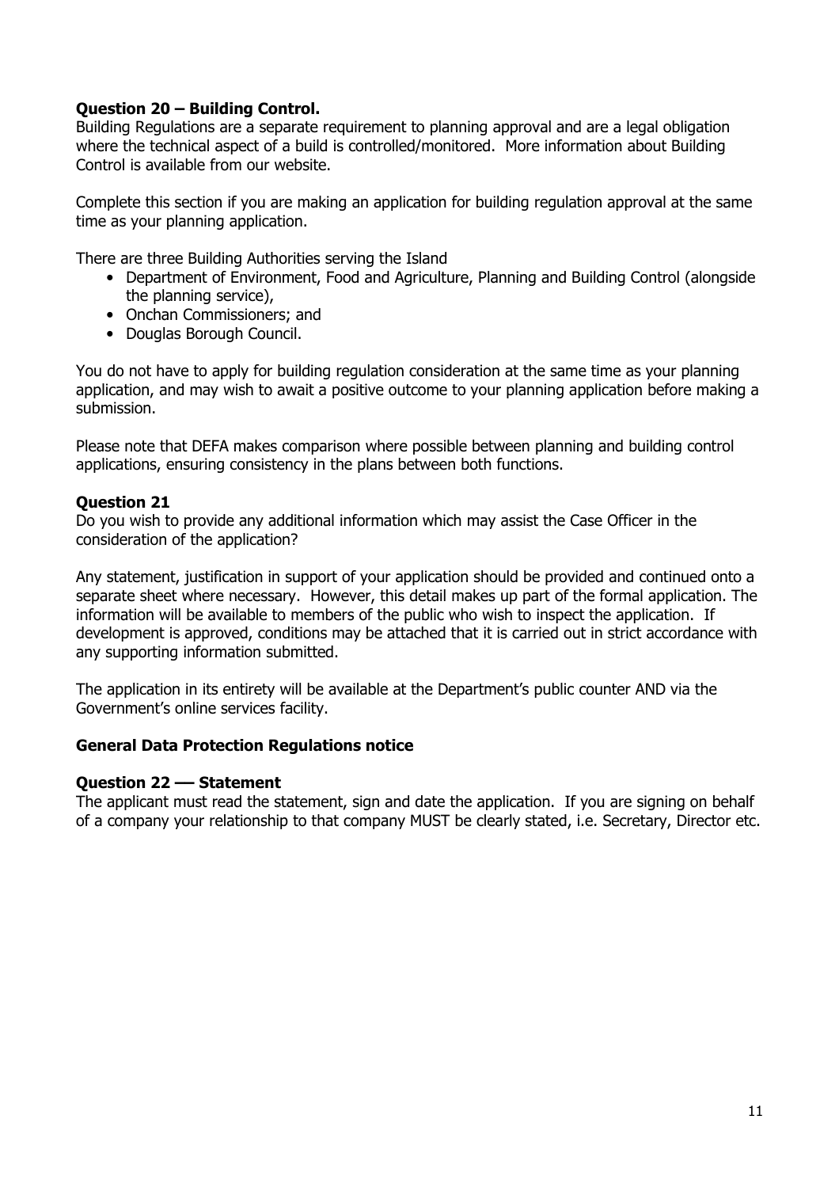**Question 20 – Building Control.**
Building Regulations are a separate requirement to planning approval and are a legal obligation where the technical aspect of a build is controlled/monitored. More information about Building Control is available from our website.

Complete this section if you are making an application for building regulation approval at the same time as your planning application.

There are three Building Authorities serving the Island

- Department of Environment, Food and Agriculture, Planning and Building Control (alongside the planning service),
- Onchan Commissioners; and
- Douglas Borough Council.

You do not have to apply for building regulation consideration at the same time as your planning application, and may wish to await a positive outcome to your planning application before making a submission.

Please note that DEFA makes comparison where possible between planning and building control applications, ensuring consistency in the plans between both functions.

**Question 21**
Do you wish to provide any additional information which may assist the Case Officer in the consideration of the application?

Any statement, justification in support of your application should be provided and continued onto a separate sheet where necessary. However, this detail makes up part of the formal application. The information will be available to members of the public who wish to inspect the application. If development is approved, conditions may be attached that it is carried out in strict accordance with any supporting information submitted.

The application in its entirety will be available at the Department's public counter AND via the Government's online services facility.

**General Data Protection Regulations notice**

**Question 22 –– Statement**
The applicant must read the statement, sign and date the application. If you are signing on behalf of a company your relationship to that company MUST be clearly stated, i.e. Secretary, Director etc.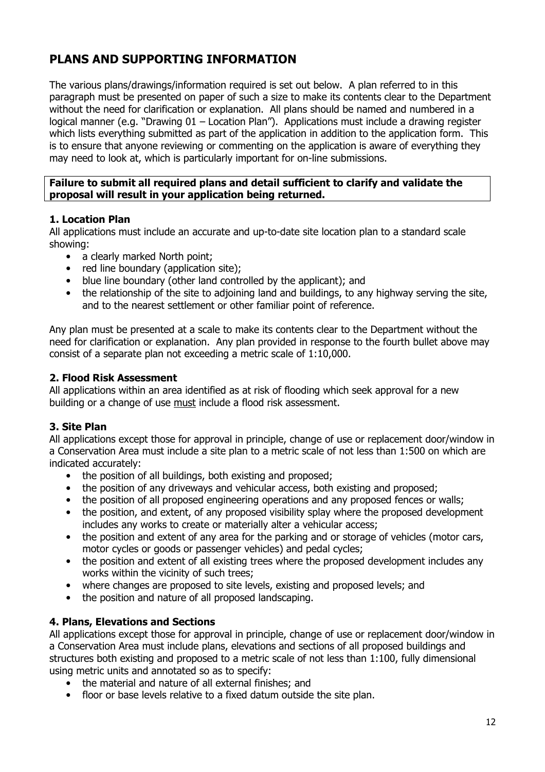# PLANS AND SUPPORTING INFORMATION

The various plans/drawings/information required is set out below. A plan referred to in this paragraph must be presented on paper of such a size to make its contents clear to the Department without the need for clarification or explanation. All plans should be named and numbered in a logical manner (e.g. "Drawing 01 – Location Plan"). Applications must include a drawing register which lists everything submitted as part of the application in addition to the application form. This is to ensure that anyone reviewing or commenting on the application is aware of everything they may need to look at, which is particularly important for on-line submissions.

**Failure to submit all required plans and detail sufficient to clarify and validate the proposal will result in your application being returned.**

### 1. Location Plan

All applications must include an accurate and up-to-date site location plan to a standard scale showing:

- a clearly marked North point;
- red line boundary (application site);
- blue line boundary (other land controlled by the applicant); and
- the relationship of the site to adjoining land and buildings, to any highway serving the site, and to the nearest settlement or other familiar point of reference.

Any plan must be presented at a scale to make its contents clear to the Department without the need for clarification or explanation. Any plan provided in response to the fourth bullet above may consist of a separate plan not exceeding a metric scale of 1:10,000.

### 2. Flood Risk Assessment

All applications within an area identified as at risk of flooding which seek approval for a new building or a change of use must include a flood risk assessment.

### 3. Site Plan

All applications except those for approval in principle, change of use or replacement door/window in a Conservation Area must include a site plan to a metric scale of not less than 1:500 on which are indicated accurately:

- the position of all buildings, both existing and proposed;
- the position of any driveways and vehicular access, both existing and proposed;
- the position of all proposed engineering operations and any proposed fences or walls;
- the position, and extent, of any proposed visibility splay where the proposed development includes any works to create or materially alter a vehicular access;
- the position and extent of any area for the parking and or storage of vehicles (motor cars, motor cycles or goods or passenger vehicles) and pedal cycles;
- the position and extent of all existing trees where the proposed development includes any works within the vicinity of such trees;
- where changes are proposed to site levels, existing and proposed levels; and
- the position and nature of all proposed landscaping.

### 4. Plans, Elevations and Sections

All applications except those for approval in principle, change of use or replacement door/window in a Conservation Area must include plans, elevations and sections of all proposed buildings and structures both existing and proposed to a metric scale of not less than 1:100, fully dimensional using metric units and annotated so as to specify:

- the material and nature of all external finishes; and
- floor or base levels relative to a fixed datum outside the site plan.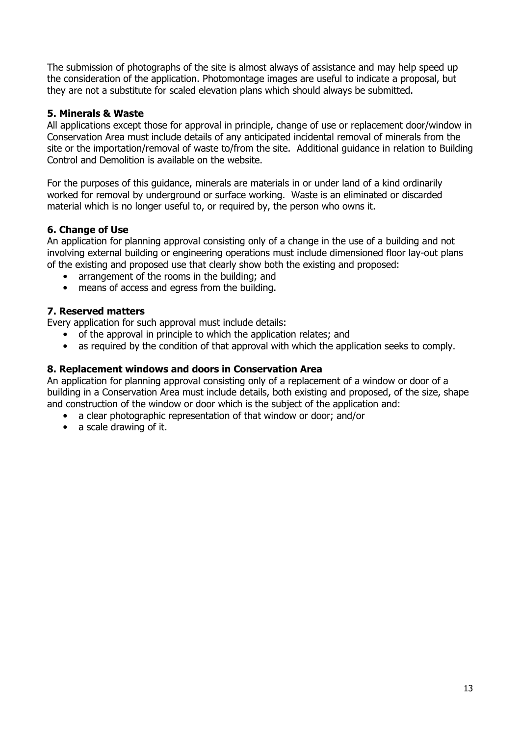The submission of photographs of the site is almost always of assistance and may help speed up the consideration of the application. Photomontage images are useful to indicate a proposal, but they are not a substitute for scaled elevation plans which should always be submitted.

### 5. Minerals & Waste

All applications except those for approval in principle, change of use or replacement door/window in Conservation Area must include details of any anticipated incidental removal of minerals from the site or the importation/removal of waste to/from the site. Additional guidance in relation to Building Control and Demolition is available on the website.

For the purposes of this guidance, minerals are materials in or under land of a kind ordinarily worked for removal by underground or surface working. Waste is an eliminated or discarded material which is no longer useful to, or required by, the person who owns it.

### 6. Change of Use

An application for planning approval consisting only of a change in the use of a building and not involving external building or engineering operations must include dimensioned floor lay-out plans of the existing and proposed use that clearly show both the existing and proposed:

- arrangement of the rooms in the building; and
- means of access and egress from the building.

### 7. Reserved matters

Every application for such approval must include details:

- of the approval in principle to which the application relates; and
- as required by the condition of that approval with which the application seeks to comply.

### 8. Replacement windows and doors in Conservation Area

An application for planning approval consisting only of a replacement of a window or door of a building in a Conservation Area must include details, both existing and proposed, of the size, shape and construction of the window or door which is the subject of the application and:

- a clear photographic representation of that window or door; and/or
- a scale drawing of it.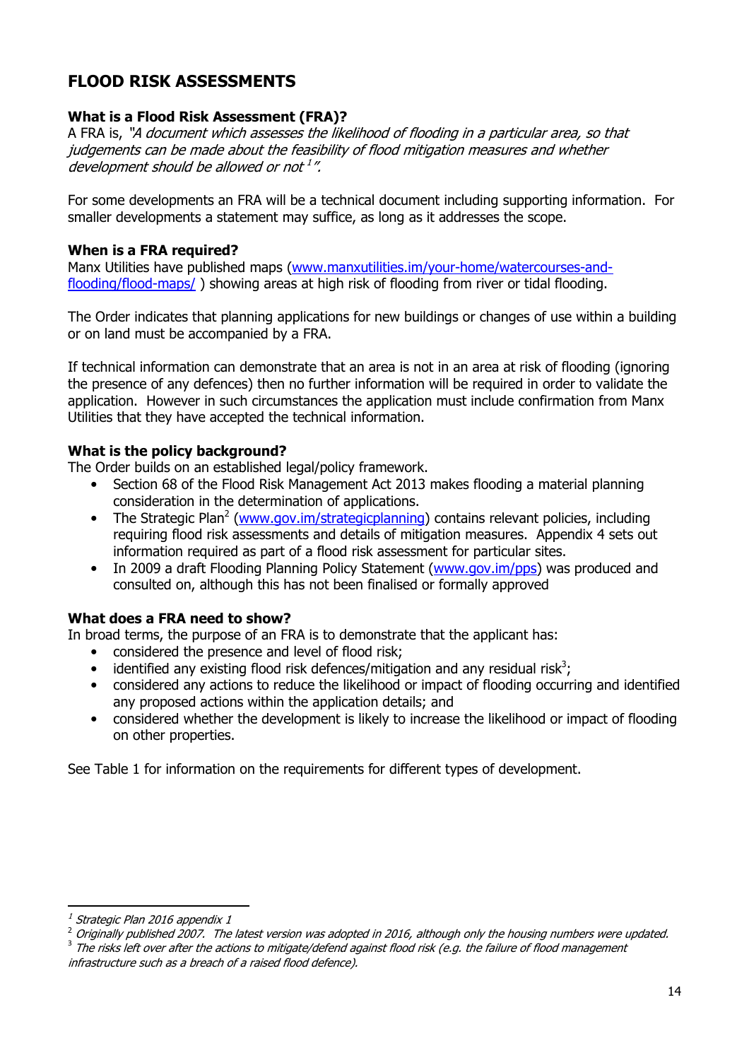## FLOOD RISK ASSESSMENTS

### What is a Flood Risk Assessment (FRA)?

A FRA is, *"A document which assesses the likelihood of flooding in a particular area, so that judgements can be made about the feasibility of flood mitigation measures and whether development should be allowed or not* [1]*"*.

For some developments an FRA will be a technical document including supporting information. For smaller developments a statement may suffice, as long as it addresses the scope.

### When is a FRA required?

Manx Utilities have published maps (www.manxutilities.im/your-home/watercourses-and-flooding/flood-maps/ ) showing areas at high risk of flooding from river or tidal flooding.

The Order indicates that planning applications for new buildings or changes of use within a building or on land must be accompanied by a FRA.

If technical information can demonstrate that an area is not in an area at risk of flooding (ignoring the presence of any defences) then no further information will be required in order to validate the application. However in such circumstances the application must include confirmation from Manx Utilities that they have accepted the technical information.

### What is the policy background?

The Order builds on an established legal/policy framework.

- Section 68 of the Flood Risk Management Act 2013 makes flooding a material planning consideration in the determination of applications.
- The Strategic Plan[2] (www.gov.im/strategicplanning) contains relevant policies, including requiring flood risk assessments and details of mitigation measures. Appendix 4 sets out information required as part of a flood risk assessment for particular sites.
- In 2009 a draft Flooding Planning Policy Statement (www.gov.im/pps) was produced and consulted on, although this has not been finalised or formally approved

### What does a FRA need to show?

In broad terms, the purpose of an FRA is to demonstrate that the applicant has:

- considered the presence and level of flood risk;
- identified any existing flood risk defences/mitigation and any residual risk[3];
- considered any actions to reduce the likelihood or impact of flooding occurring and identified any proposed actions within the application details; and
- considered whether the development is likely to increase the likelihood or impact of flooding on other properties.

See Table 1 for information on the requirements for different types of development.

---

[1] *Strategic Plan 2016 appendix 1*

[2] *Originally published 2007. The latest version was adopted in 2016, although only the housing numbers were updated.*

[3] *The risks left over after the actions to mitigate/defend against flood risk (e.g. the failure of flood management infrastructure such as a breach of a raised flood defence).*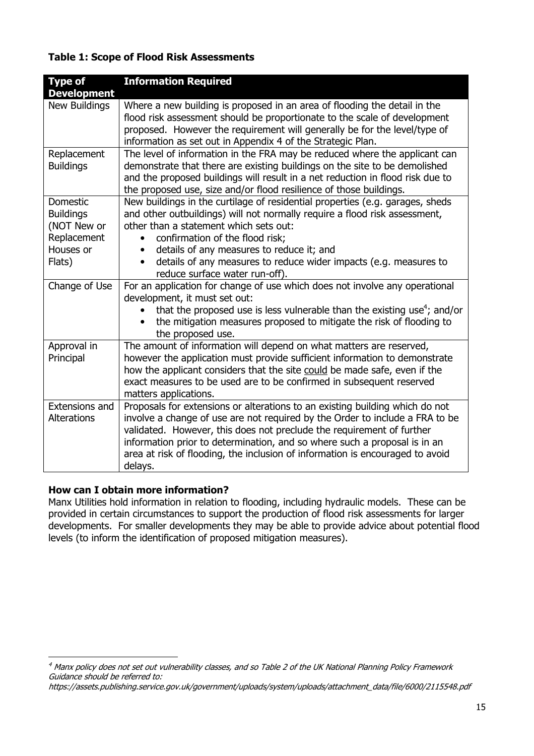**Table 1: Scope of Flood Risk Assessments**

| Type of Development | Information Required |
|---|---|
| New Buildings | Where a new building is proposed in an area of flooding the detail in the flood risk assessment should be proportionate to the scale of development proposed. However the requirement will generally be for the level/type of information as set out in Appendix 4 of the Strategic Plan. |
| Replacement Buildings | The level of information in the FRA may be reduced where the applicant can demonstrate that there are existing buildings on the site to be demolished and the proposed buildings will result in a net reduction in flood risk due to the proposed use, size and/or flood resilience of those buildings. |
| Domestic Buildings (NOT New or Replacement Houses or Flats) | New buildings in the curtilage of residential properties (e.g. garages, sheds and other outbuildings) will not normally require a flood risk assessment, other than a statement which sets out: <br>• confirmation of the flood risk; <br>• details of any measures to reduce it; and <br>• details of any measures to reduce wider impacts (e.g. measures to reduce surface water run-off). |
| Change of Use | For an application for change of use which does not involve any operational development, it must set out: <br>• that the proposed use is less vulnerable than the existing use[4]; and/or <br>• the mitigation measures proposed to mitigate the risk of flooding to the proposed use. |
| Approval in Principal | The amount of information will depend on what matters are reserved, however the application must provide sufficient information to demonstrate how the applicant considers that the site <u>could</u> be made safe, even if the exact measures to be used are to be confirmed in subsequent reserved matters applications. |
| Extensions and Alterations | Proposals for extensions or alterations to an existing building which do not involve a change of use are not required by the Order to include a FRA to be validated. However, this does not preclude the requirement of further information prior to determination, and so where such a proposal is in an area at risk of flooding, the inclusion of information is encouraged to avoid delays. |

**How can I obtain more information?**

Manx Utilities hold information in relation to flooding, including hydraulic models. These can be provided in certain circumstances to support the production of flood risk assessments for larger developments. For smaller developments they may be able to provide advice about potential flood levels (to inform the identification of proposed mitigation measures).

---

[4] *Manx policy does not set out vulnerability classes, and so Table 2 of the UK National Planning Policy Framework Guidance should be referred to: https://assets.publishing.service.gov.uk/government/uploads/system/uploads/attachment_data/file/6000/2115548.pdf*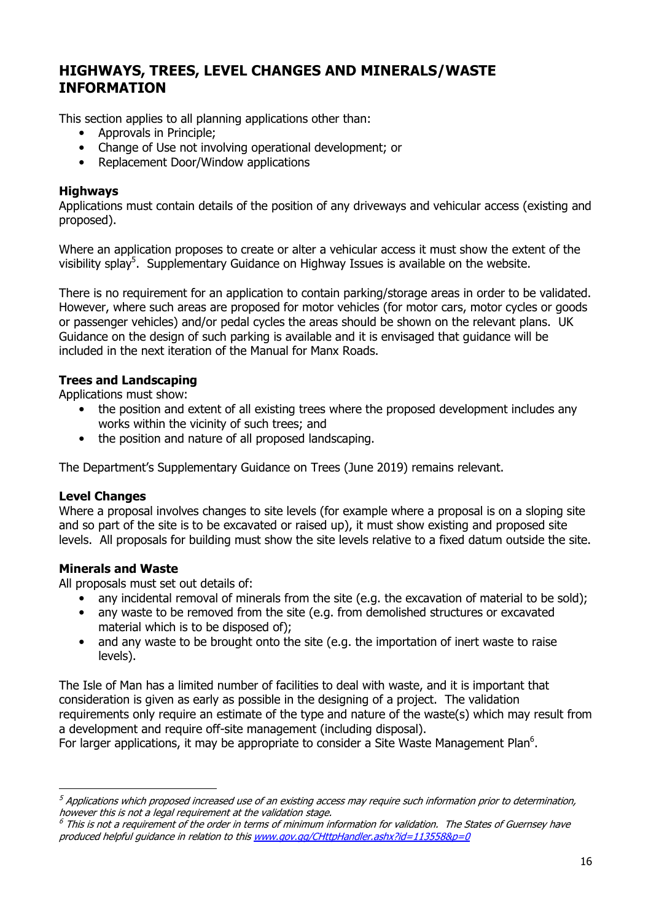## HIGHWAYS, TREES, LEVEL CHANGES AND MINERALS/WASTE INFORMATION

This section applies to all planning applications other than:

- Approvals in Principle;
- Change of Use not involving operational development; or
- Replacement Door/Window applications

### Highways

Applications must contain details of the position of any driveways and vehicular access (existing and proposed).

Where an application proposes to create or alter a vehicular access it must show the extent of the visibility splay[5]. Supplementary Guidance on Highway Issues is available on the website.

There is no requirement for an application to contain parking/storage areas in order to be validated. However, where such areas are proposed for motor vehicles (for motor cars, motor cycles or goods or passenger vehicles) and/or pedal cycles the areas should be shown on the relevant plans. UK Guidance on the design of such parking is available and it is envisaged that guidance will be included in the next iteration of the Manual for Manx Roads.

### Trees and Landscaping

Applications must show:

- the position and extent of all existing trees where the proposed development includes any works within the vicinity of such trees; and
- the position and nature of all proposed landscaping.

The Department's Supplementary Guidance on Trees (June 2019) remains relevant.

### Level Changes

Where a proposal involves changes to site levels (for example where a proposal is on a sloping site and so part of the site is to be excavated or raised up), it must show existing and proposed site levels. All proposals for building must show the site levels relative to a fixed datum outside the site.

### Minerals and Waste

All proposals must set out details of:

- any incidental removal of minerals from the site (e.g. the excavation of material to be sold);
- any waste to be removed from the site (e.g. from demolished structures or excavated material which is to be disposed of);
- and any waste to be brought onto the site (e.g. the importation of inert waste to raise levels).

The Isle of Man has a limited number of facilities to deal with waste, and it is important that consideration is given as early as possible in the designing of a project. The validation requirements only require an estimate of the type and nature of the waste(s) which may result from a development and require off-site management (including disposal).
For larger applications, it may be appropriate to consider a Site Waste Management Plan[6].

---

[5] *Applications which proposed increased use of an existing access may require such information prior to determination, however this is not a legal requirement at the validation stage.*

[6] *This is not a requirement of the order in terms of minimum information for validation. The States of Guernsey have produced helpful guidance in relation to this [www.gov.gg/CHttpHandler.ashx?id=113558&p=0](www.gov.gg/CHttpHandler.ashx?id=113558&p=0)*